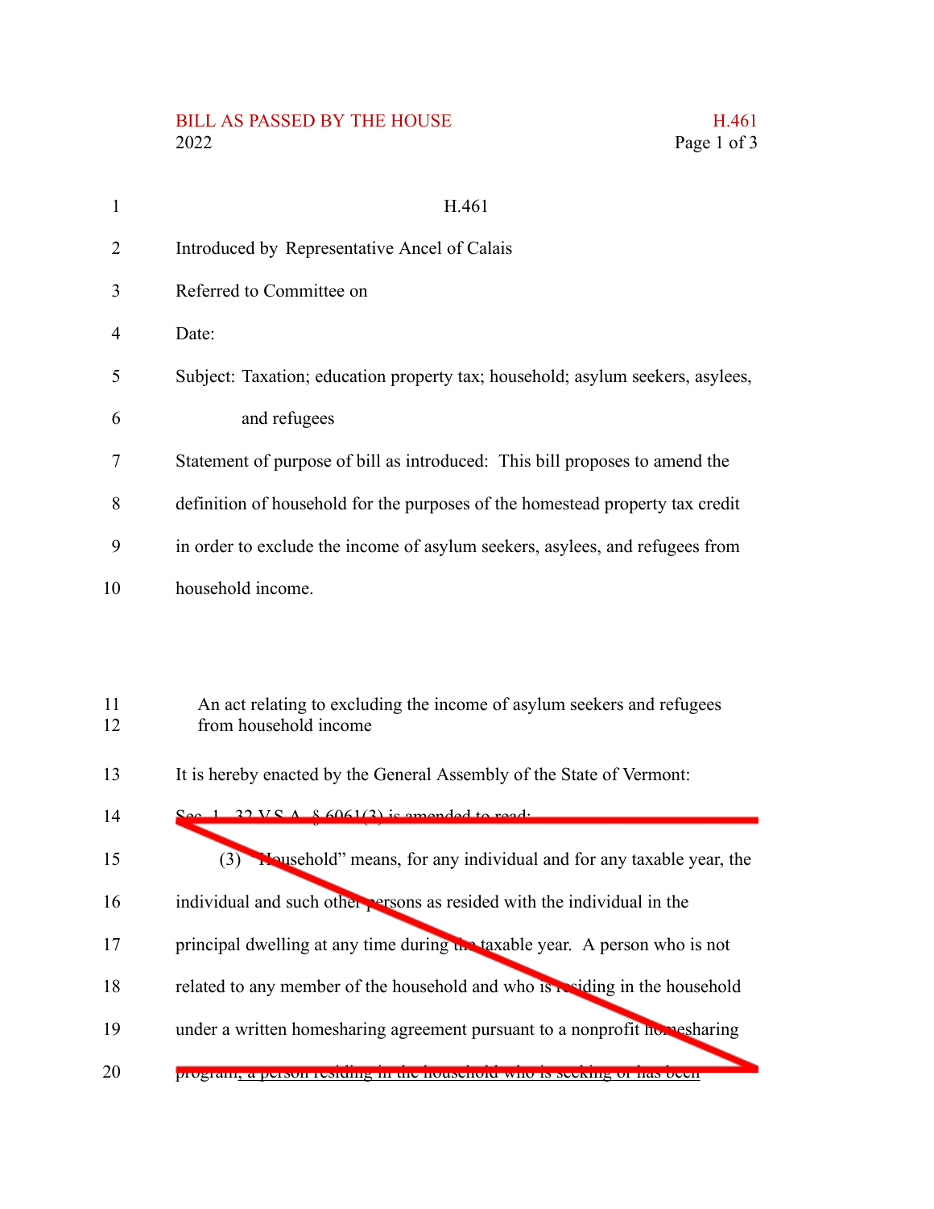BILL AS PASSED BY THE HOUSE
2022

H.461

Introduced by Representative Ancel of Calais

Referred to Committee on

Date:

Subject: Taxation; education property tax; household; asylum seekers, asylees, and refugees

Statement of purpose of bill as introduced: This bill proposes to amend the definition of household for the purposes of the homestead property tax credit in order to exclude the income of asylum seekers, asylees, and refugees from household income.

An act relating to excluding the income of asylum seekers and refugees from household income

It is hereby enacted by the General Assembly of the State of Vermont:

~~Sec. 1. 32 V.S.A. § 6061(3) is amended to read:~~

~~(3) "Household" means, for any individual and for any taxable year, the individual and such other persons as resided with the individual in the principal dwelling at any time during the taxable year. A person who is not related to any member of the household and who is residing in the household under a written homesharing agreement pursuant to a nonprofit homesharing program, a person residing in the household who is seeking or has been~~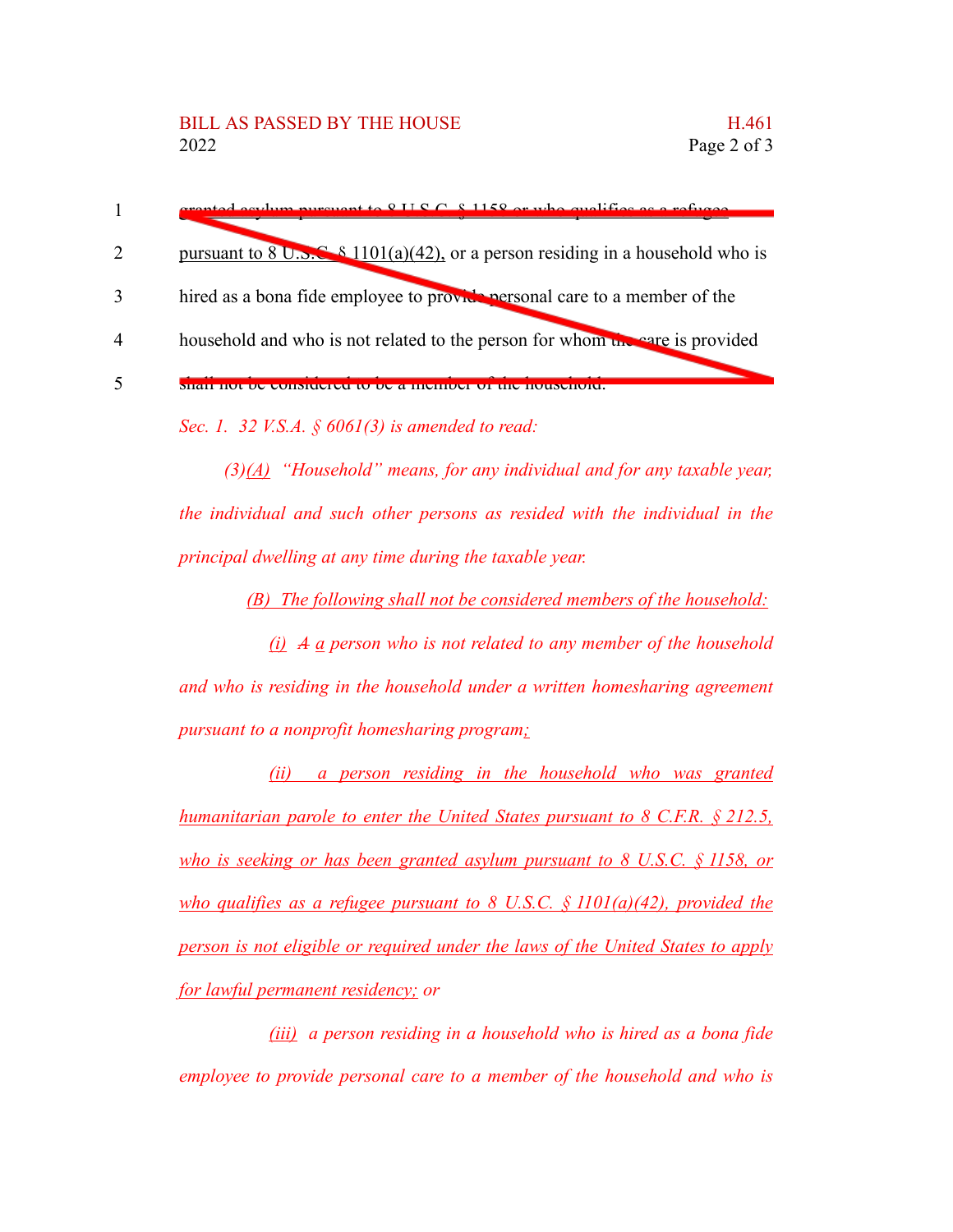1 granted asylum pursuant to 8 U.S.C. § 1158 or who qualifies as a refugee

2 pursuant to 8 U.S.C. § 1101(a)(42), or a person residing in a household who is

3 hired as a bona fide employee to provide personal care to a member of the

4 household and who is not related to the person for whom the care is provided

5 shall not be considered to be a member of the household.

*Sec. 1. 32 V.S.A. § 6061(3) is amended to read:*

*(3)(A) "Household" means, for any individual and for any taxable year, the individual and such other persons as resided with the individual in the principal dwelling at any time during the taxable year.*

*(B) The following shall not be considered members of the household:*

*(i) ~~A~~ a person who is not related to any member of the household and who is residing in the household under a written homesharing agreement pursuant to a nonprofit homesharing program;*

*(ii) a person residing in the household who was granted humanitarian parole to enter the United States pursuant to 8 C.F.R. § 212.5, who is seeking or has been granted asylum pursuant to 8 U.S.C. § 1158, or who qualifies as a refugee pursuant to 8 U.S.C. § 1101(a)(42), provided the person is not eligible or required under the laws of the United States to apply for lawful permanent residency; or*

*(iii) a person residing in a household who is hired as a bona fide employee to provide personal care to a member of the household and who is*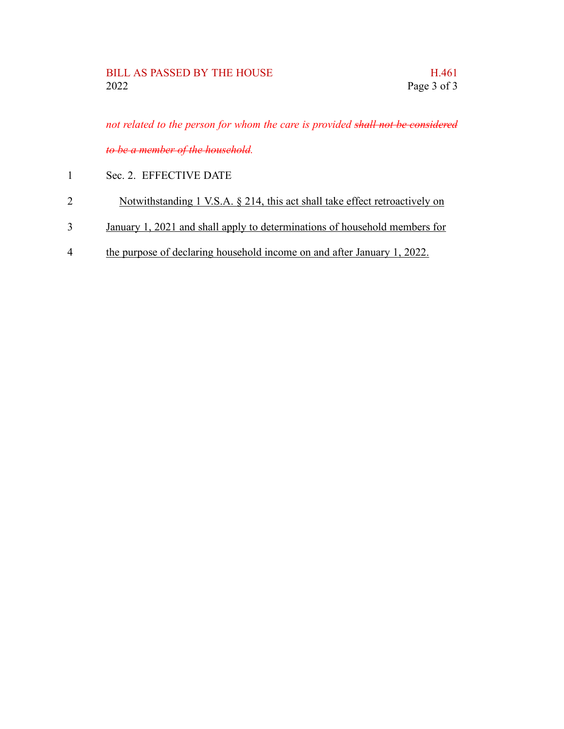*not related to the person for whom the care is provided ~~shall not be considered to be a member of the household~~.*

Sec. 2. EFFECTIVE DATE

<u>Notwithstanding 1 V.S.A. § 214, this act shall take effect retroactively on January 1, 2021 and shall apply to determinations of household members for the purpose of declaring household income on and after January 1, 2022.</u>